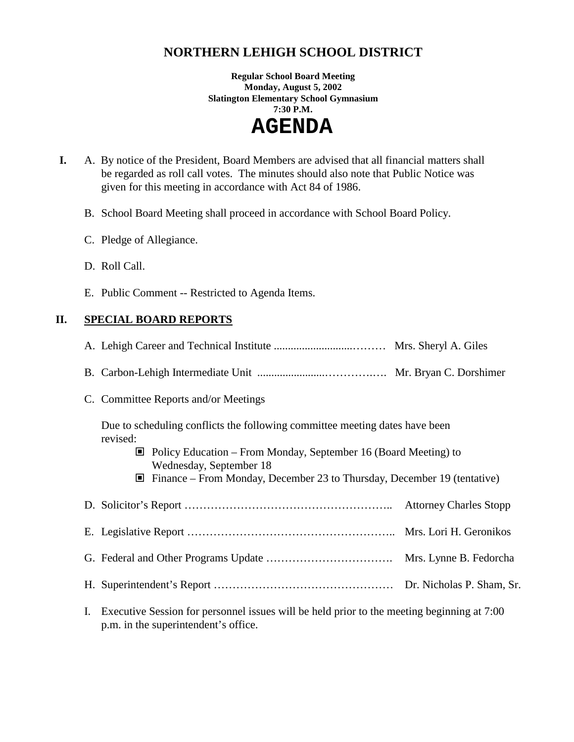# NORTHERN LEHIGH SCHOOL DISTRICT

**Regular School Board Meeting**
**Monday, August 5, 2002**
**Slatington Elementary School Gymnasium**
**7:30 P.M.**

# AGENDA

**I.** A. By notice of the President, Board Members are advised that all financial matters shall be regarded as roll call votes. The minutes should also note that Public Notice was given for this meeting in accordance with Act 84 of 1986.

B. School Board Meeting shall proceed in accordance with School Board Policy.

C. Pledge of Allegiance.

D. Roll Call.

E. Public Comment -- Restricted to Agenda Items.

## II. SPECIAL BOARD REPORTS

A. Lehigh Career and Technical Institute ............................……… Mrs. Sheryl A. Giles

B. Carbon-Lehigh Intermediate Unit ........................…………..…. Mr. Bryan C. Dorshimer

C. Committee Reports and/or Meetings

Due to scheduling conflicts the following committee meeting dates have been revised:

- Policy Education – From Monday, September 16 (Board Meeting) to Wednesday, September 18
- Finance – From Monday, December 23 to Thursday, December 19 (tentative)

D. Solicitor's Report ……………………………………………….. Attorney Charles Stopp

E. Legislative Report ……………………………………………….. Mrs. Lori H. Geronikos

G. Federal and Other Programs Update ……………………………. Mrs. Lynne B. Fedorcha

H. Superintendent's Report ………………………………………… Dr. Nicholas P. Sham, Sr.

I. Executive Session for personnel issues will be held prior to the meeting beginning at 7:00 p.m. in the superintendent's office.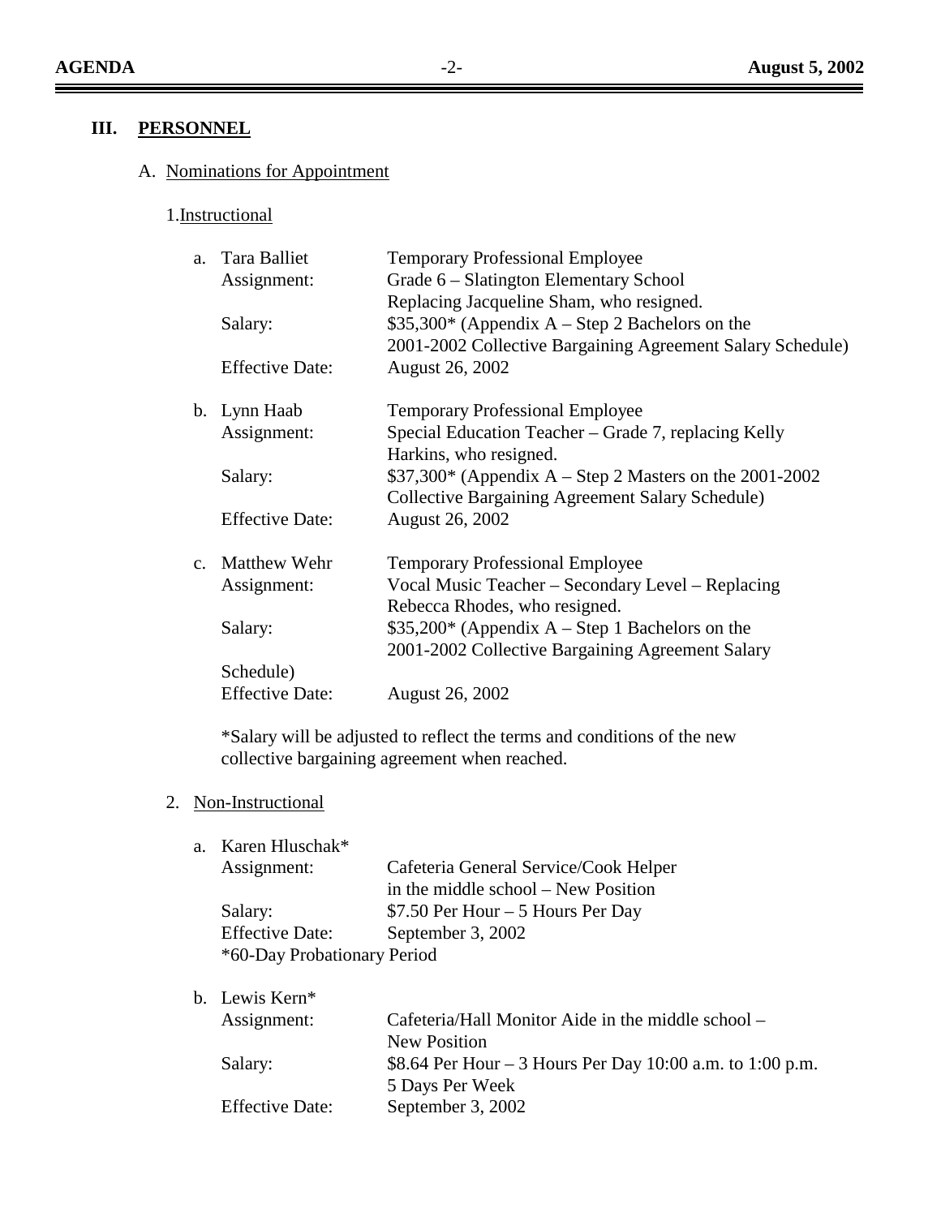## III. PERSONNEL

### A. Nominations for Appointment

#### 1. Instructional

a. Tara Balliet — Temporary Professional Employee

- Assignment: Grade 6 – Slatington Elementary School. Replacing Jacqueline Sham, who resigned.
- Salary: $35,300* (Appendix A – Step 2 Bachelors on the 2001-2002 Collective Bargaining Agreement Salary Schedule)
- Effective Date: August 26, 2002

b. Lynn Haab — Temporary Professional Employee

- Assignment: Special Education Teacher – Grade 7, replacing Kelly Harkins, who resigned.
- Salary: $37,300* (Appendix A – Step 2 Masters on the 2001-2002 Collective Bargaining Agreement Salary Schedule)
- Effective Date: August 26, 2002

c. Matthew Wehr — Temporary Professional Employee

- Assignment: Vocal Music Teacher – Secondary Level – Replacing Rebecca Rhodes, who resigned.
- Salary: $35,200* (Appendix A – Step 1 Bachelors on the 2001-2002 Collective Bargaining Agreement Salary Schedule)
- Effective Date: August 26, 2002

*Salary will be adjusted to reflect the terms and conditions of the new collective bargaining agreement when reached.

#### 2. Non-Instructional

a. Karen Hluschak*

- Assignment: Cafeteria General Service/Cook Helper in the middle school – New Position
- Salary: $7.50 Per Hour – 5 Hours Per Day
- Effective Date: September 3, 2002

*60-Day Probationary Period

b. Lewis Kern*

- Assignment: Cafeteria/Hall Monitor Aide in the middle school – New Position
- Salary: $8.64 Per Hour – 3 Hours Per Day 10:00 a.m. to 1:00 p.m. 5 Days Per Week
- Effective Date: September 3, 2002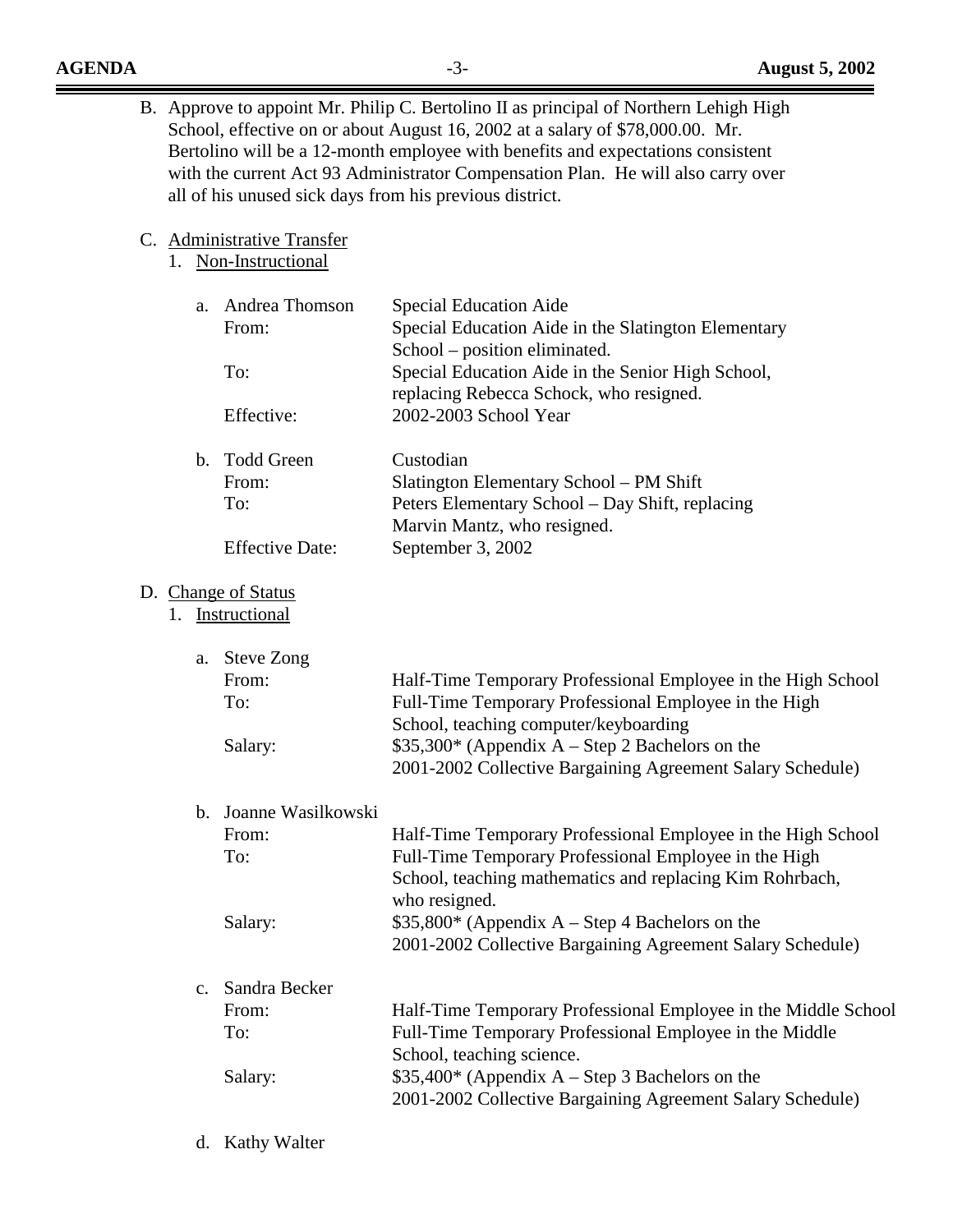B. Approve to appoint Mr. Philip C. Bertolino II as principal of Northern Lehigh High School, effective on or about August 16, 2002 at a salary of $78,000.00. Mr. Bertolino will be a 12-month employee with benefits and expectations consistent with the current Act 93 Administrator Compensation Plan. He will also carry over all of his unused sick days from his previous district.

C. <u>Administrative Transfer</u>

1. <u>Non-Instructional</u>

a. Andrea Thomson — Special Education Aide
   - From: Special Education Aide in the Slatington Elementary School – position eliminated.
   - To: Special Education Aide in the Senior High School, replacing Rebecca Schock, who resigned.
   - Effective: 2002-2003 School Year

b. Todd Green — Custodian
   - From: Slatington Elementary School – PM Shift
   - To: Peters Elementary School – Day Shift, replacing Marvin Mantz, who resigned.
   - Effective Date: September 3, 2002

D. <u>Change of Status</u>

1. <u>Instructional</u>

a. Steve Zong
   - From: Half-Time Temporary Professional Employee in the High School
   - To: Full-Time Temporary Professional Employee in the High School, teaching computer/keyboarding
   - Salary: $35,300* (Appendix A – Step 2 Bachelors on the 2001-2002 Collective Bargaining Agreement Salary Schedule)

b. Joanne Wasilkowski
   - From: Half-Time Temporary Professional Employee in the High School
   - To: Full-Time Temporary Professional Employee in the High School, teaching mathematics and replacing Kim Rohrbach, who resigned.
   - Salary: $35,800* (Appendix A – Step 4 Bachelors on the 2001-2002 Collective Bargaining Agreement Salary Schedule)

c. Sandra Becker
   - From: Half-Time Temporary Professional Employee in the Middle School
   - To: Full-Time Temporary Professional Employee in the Middle School, teaching science.
   - Salary: $35,400* (Appendix A – Step 3 Bachelors on the 2001-2002 Collective Bargaining Agreement Salary Schedule)

d. Kathy Walter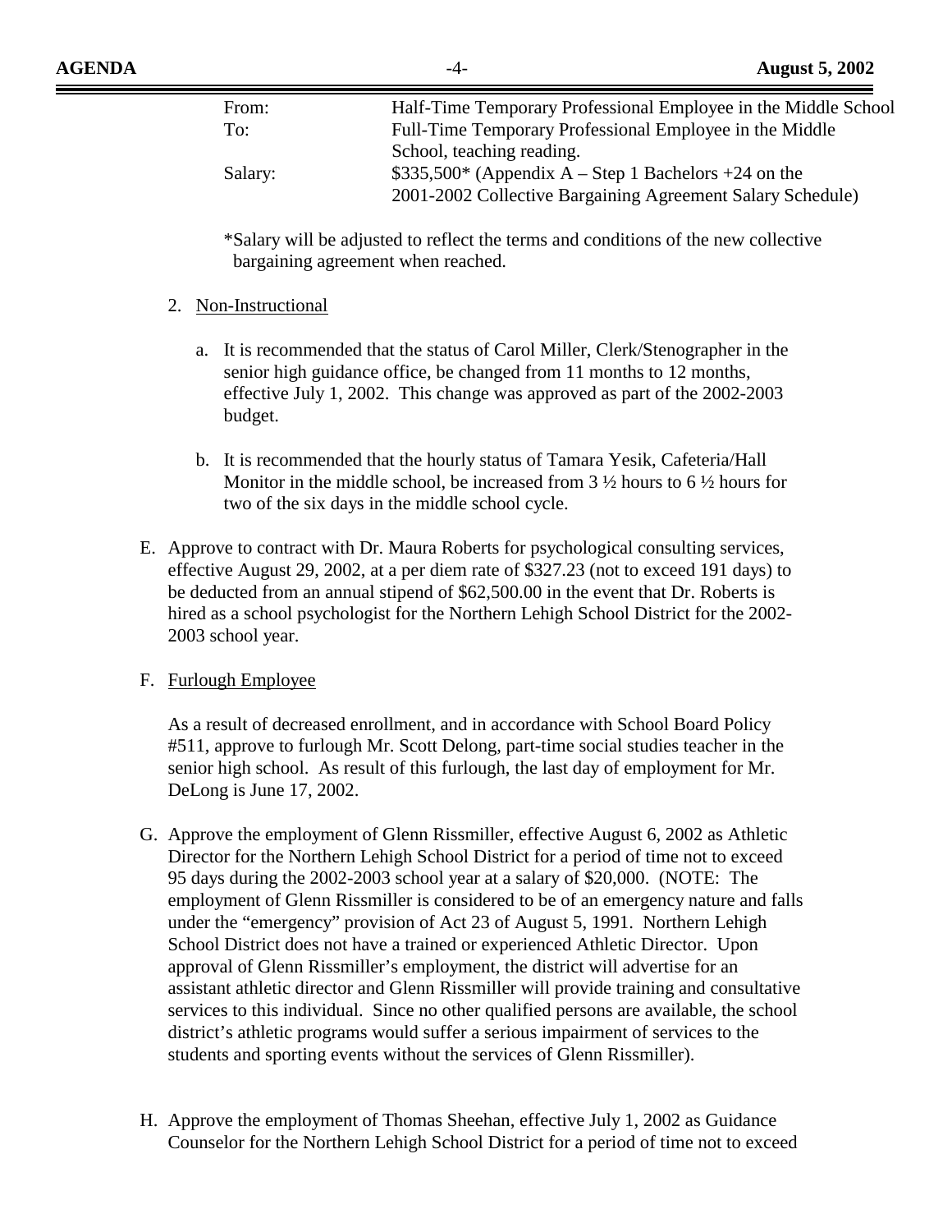| | |
|---|---|
| From: | Half-Time Temporary Professional Employee in the Middle School |
| To: | Full-Time Temporary Professional Employee in the Middle School, teaching reading. |
| Salary: | $335,500* (Appendix A – Step 1 Bachelors +24 on the 2001-2002 Collective Bargaining Agreement Salary Schedule) |

*Salary will be adjusted to reflect the terms and conditions of the new collective bargaining agreement when reached.

2. Non-Instructional

   a. It is recommended that the status of Carol Miller, Clerk/Stenographer in the senior high guidance office, be changed from 11 months to 12 months, effective July 1, 2002. This change was approved as part of the 2002-2003 budget.

   b. It is recommended that the hourly status of Tamara Yesik, Cafeteria/Hall Monitor in the middle school, be increased from 3 ½ hours to 6 ½ hours for two of the six days in the middle school cycle.

E. Approve to contract with Dr. Maura Roberts for psychological consulting services, effective August 29, 2002, at a per diem rate of $327.23 (not to exceed 191 days) to be deducted from an annual stipend of $62,500.00 in the event that Dr. Roberts is hired as a school psychologist for the Northern Lehigh School District for the 2002-2003 school year.

F. Furlough Employee

   As a result of decreased enrollment, and in accordance with School Board Policy #511, approve to furlough Mr. Scott Delong, part-time social studies teacher in the senior high school. As result of this furlough, the last day of employment for Mr. DeLong is June 17, 2002.

G. Approve the employment of Glenn Rissmiller, effective August 6, 2002 as Athletic Director for the Northern Lehigh School District for a period of time not to exceed 95 days during the 2002-2003 school year at a salary of $20,000. (NOTE: The employment of Glenn Rissmiller is considered to be of an emergency nature and falls under the "emergency" provision of Act 23 of August 5, 1991. Northern Lehigh School District does not have a trained or experienced Athletic Director. Upon approval of Glenn Rissmiller's employment, the district will advertise for an assistant athletic director and Glenn Rissmiller will provide training and consultative services to this individual. Since no other qualified persons are available, the school district's athletic programs would suffer a serious impairment of services to the students and sporting events without the services of Glenn Rissmiller).

H. Approve the employment of Thomas Sheehan, effective July 1, 2002 as Guidance Counselor for the Northern Lehigh School District for a period of time not to exceed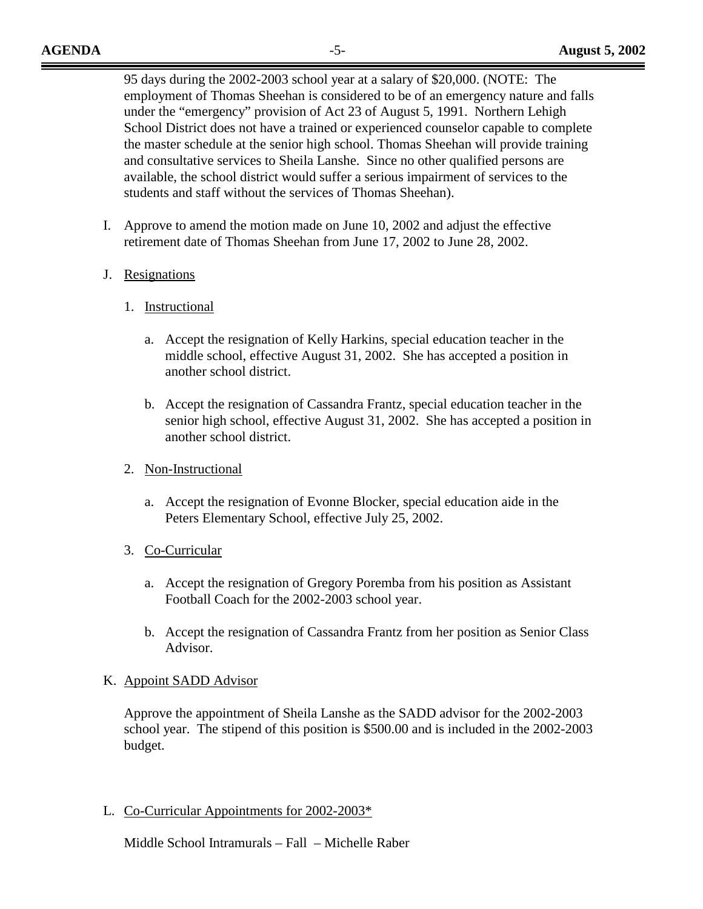95 days during the 2002-2003 school year at a salary of $20,000. (NOTE: The employment of Thomas Sheehan is considered to be of an emergency nature and falls under the "emergency" provision of Act 23 of August 5, 1991. Northern Lehigh School District does not have a trained or experienced counselor capable to complete the master schedule at the senior high school. Thomas Sheehan will provide training and consultative services to Sheila Lanshe. Since no other qualified persons are available, the school district would suffer a serious impairment of services to the students and staff without the services of Thomas Sheehan).

I. Approve to amend the motion made on June 10, 2002 and adjust the effective retirement date of Thomas Sheehan from June 17, 2002 to June 28, 2002.

J. Resignations

1. Instructional

   a. Accept the resignation of Kelly Harkins, special education teacher in the middle school, effective August 31, 2002. She has accepted a position in another school district.

   b. Accept the resignation of Cassandra Frantz, special education teacher in the senior high school, effective August 31, 2002. She has accepted a position in another school district.

2. Non-Instructional

   a. Accept the resignation of Evonne Blocker, special education aide in the Peters Elementary School, effective July 25, 2002.

3. Co-Curricular

   a. Accept the resignation of Gregory Poremba from his position as Assistant Football Coach for the 2002-2003 school year.

   b. Accept the resignation of Cassandra Frantz from her position as Senior Class Advisor.

K. Appoint SADD Advisor

Approve the appointment of Sheila Lanshe as the SADD advisor for the 2002-2003 school year. The stipend of this position is $500.00 and is included in the 2002-2003 budget.

L. Co-Curricular Appointments for 2002-2003*

Middle School Intramurals – Fall – Michelle Raber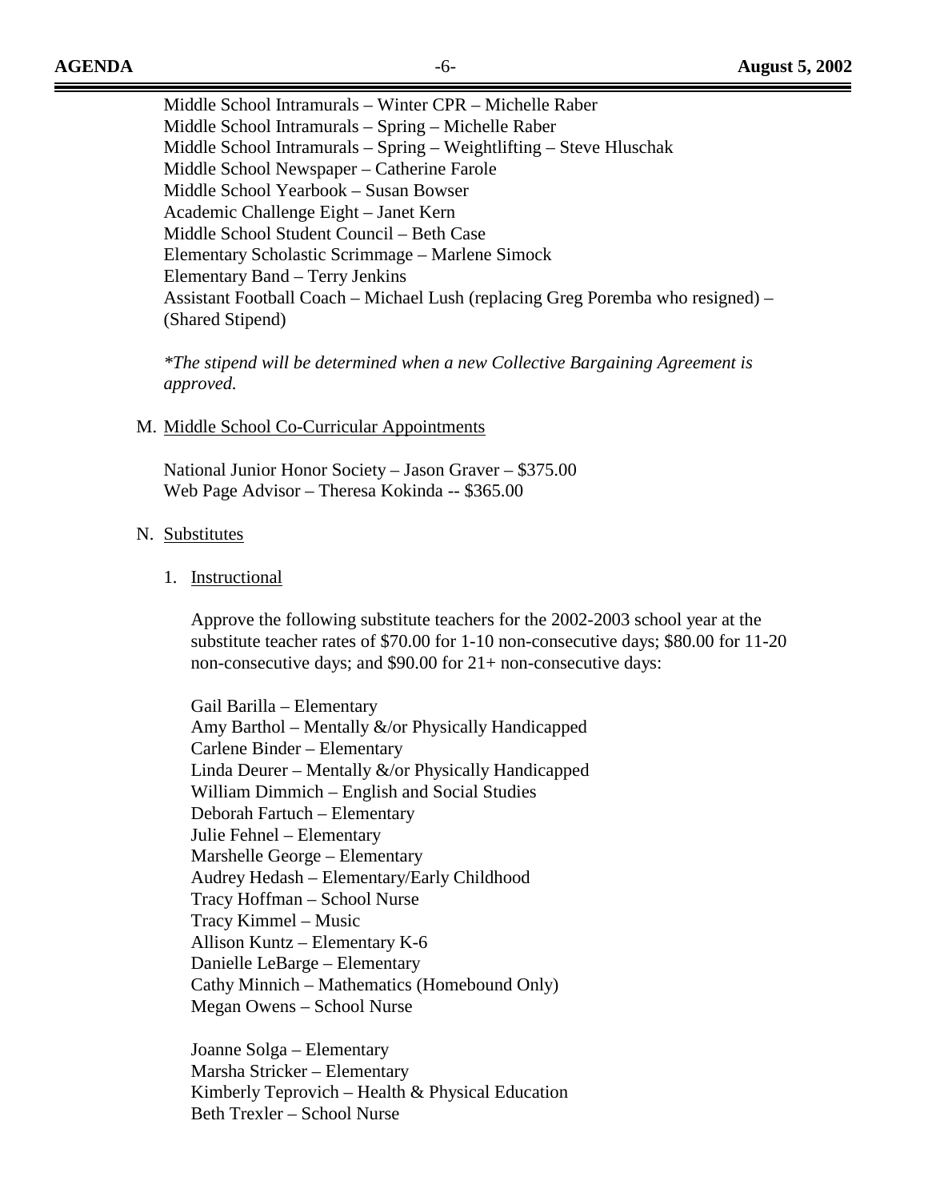Middle School Intramurals – Winter CPR – Michelle Raber
Middle School Intramurals – Spring – Michelle Raber
Middle School Intramurals – Spring – Weightlifting – Steve Hluschak
Middle School Newspaper – Catherine Farole
Middle School Yearbook – Susan Bowser
Academic Challenge Eight – Janet Kern
Middle School Student Council – Beth Case
Elementary Scholastic Scrimmage – Marlene Simock
Elementary Band – Terry Jenkins
Assistant Football Coach – Michael Lush (replacing Greg Poremba who resigned) – (Shared Stipend)

*\*The stipend will be determined when a new Collective Bargaining Agreement is approved.*

M. Middle School Co-Curricular Appointments

National Junior Honor Society – Jason Graver – $375.00
Web Page Advisor – Theresa Kokinda -- $365.00

N. Substitutes

1. Instructional

Approve the following substitute teachers for the 2002-2003 school year at the substitute teacher rates of $70.00 for 1-10 non-consecutive days; $80.00 for 11-20 non-consecutive days; and $90.00 for 21+ non-consecutive days:

Gail Barilla – Elementary
Amy Barthol – Mentally &/or Physically Handicapped
Carlene Binder – Elementary
Linda Deurer – Mentally &/or Physically Handicapped
William Dimmich – English and Social Studies
Deborah Fartuch – Elementary
Julie Fehnel – Elementary
Marshelle George – Elementary
Audrey Hedash – Elementary/Early Childhood
Tracy Hoffman – School Nurse
Tracy Kimmel – Music
Allison Kuntz – Elementary K-6
Danielle LeBarge – Elementary
Cathy Minnich – Mathematics (Homebound Only)
Megan Owens – School Nurse

Joanne Solga – Elementary
Marsha Stricker – Elementary
Kimberly Teprovich – Health & Physical Education
Beth Trexler – School Nurse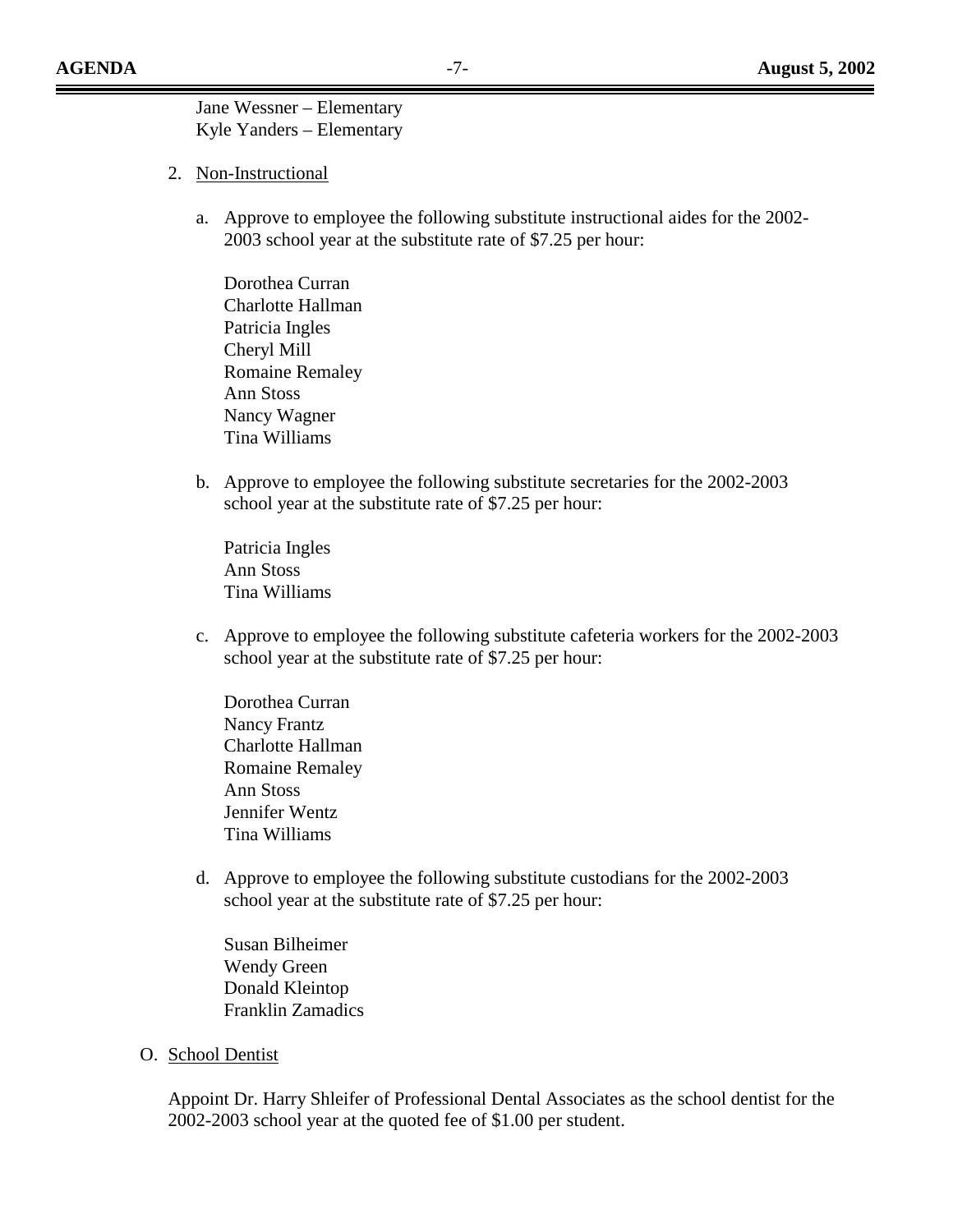Jane Wessner – Elementary
Kyle Yanders – Elementary

2. Non-Instructional

   a. Approve to employee the following substitute instructional aides for the 2002-2003 school year at the substitute rate of $7.25 per hour:

      Dorothea Curran
      Charlotte Hallman
      Patricia Ingles
      Cheryl Mill
      Romaine Remaley
      Ann Stoss
      Nancy Wagner
      Tina Williams

   b. Approve to employee the following substitute secretaries for the 2002-2003 school year at the substitute rate of $7.25 per hour:

      Patricia Ingles
      Ann Stoss
      Tina Williams

   c. Approve to employee the following substitute cafeteria workers for the 2002-2003 school year at the substitute rate of $7.25 per hour:

      Dorothea Curran
      Nancy Frantz
      Charlotte Hallman
      Romaine Remaley
      Ann Stoss
      Jennifer Wentz
      Tina Williams

   d. Approve to employee the following substitute custodians for the 2002-2003 school year at the substitute rate of $7.25 per hour:

      Susan Bilheimer
      Wendy Green
      Donald Kleintop
      Franklin Zamadics

O. School Dentist

Appoint Dr. Harry Shleifer of Professional Dental Associates as the school dentist for the 2002-2003 school year at the quoted fee of $1.00 per student.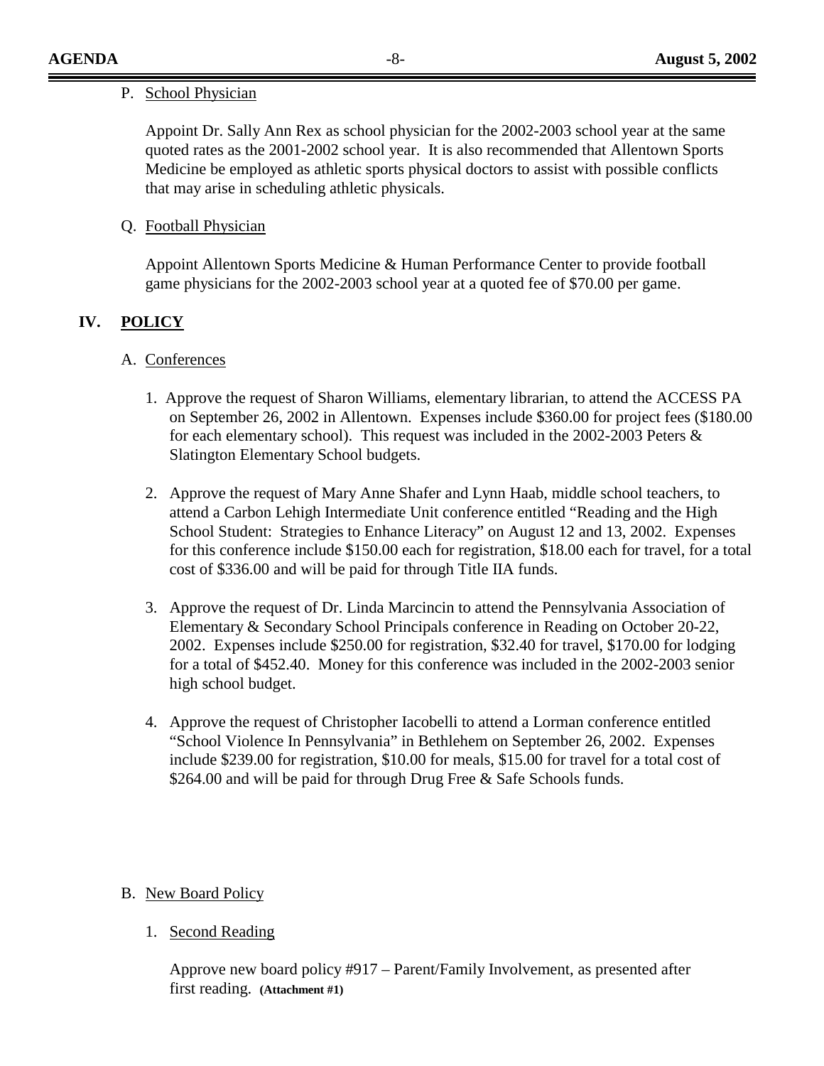P. <u>School Physician</u>

Appoint Dr. Sally Ann Rex as school physician for the 2002-2003 school year at the same quoted rates as the 2001-2002 school year. It is also recommended that Allentown Sports Medicine be employed as athletic sports physical doctors to assist with possible conflicts that may arise in scheduling athletic physicals.

Q. <u>Football Physician</u>

Appoint Allentown Sports Medicine & Human Performance Center to provide football game physicians for the 2002-2003 school year at a quoted fee of $70.00 per game.

## IV. POLICY

A. <u>Conferences</u>

1. Approve the request of Sharon Williams, elementary librarian, to attend the ACCESS PA on September 26, 2002 in Allentown. Expenses include $360.00 for project fees ($180.00 for each elementary school). This request was included in the 2002-2003 Peters & Slatington Elementary School budgets.

2. Approve the request of Mary Anne Shafer and Lynn Haab, middle school teachers, to attend a Carbon Lehigh Intermediate Unit conference entitled "Reading and the High School Student: Strategies to Enhance Literacy" on August 12 and 13, 2002. Expenses for this conference include $150.00 each for registration, $18.00 each for travel, for a total cost of $336.00 and will be paid for through Title IIA funds.

3. Approve the request of Dr. Linda Marcincin to attend the Pennsylvania Association of Elementary & Secondary School Principals conference in Reading on October 20-22, 2002. Expenses include $250.00 for registration, $32.40 for travel, $170.00 for lodging for a total of $452.40. Money for this conference was included in the 2002-2003 senior high school budget.

4. Approve the request of Christopher Iacobelli to attend a Lorman conference entitled "School Violence In Pennsylvania" in Bethlehem on September 26, 2002. Expenses include $239.00 for registration, $10.00 for meals, $15.00 for travel for a total cost of $264.00 and will be paid for through Drug Free & Safe Schools funds.

B. <u>New Board Policy</u>

1. <u>Second Reading</u>

Approve new board policy #917 – Parent/Family Involvement, as presented after first reading. **(Attachment #1)**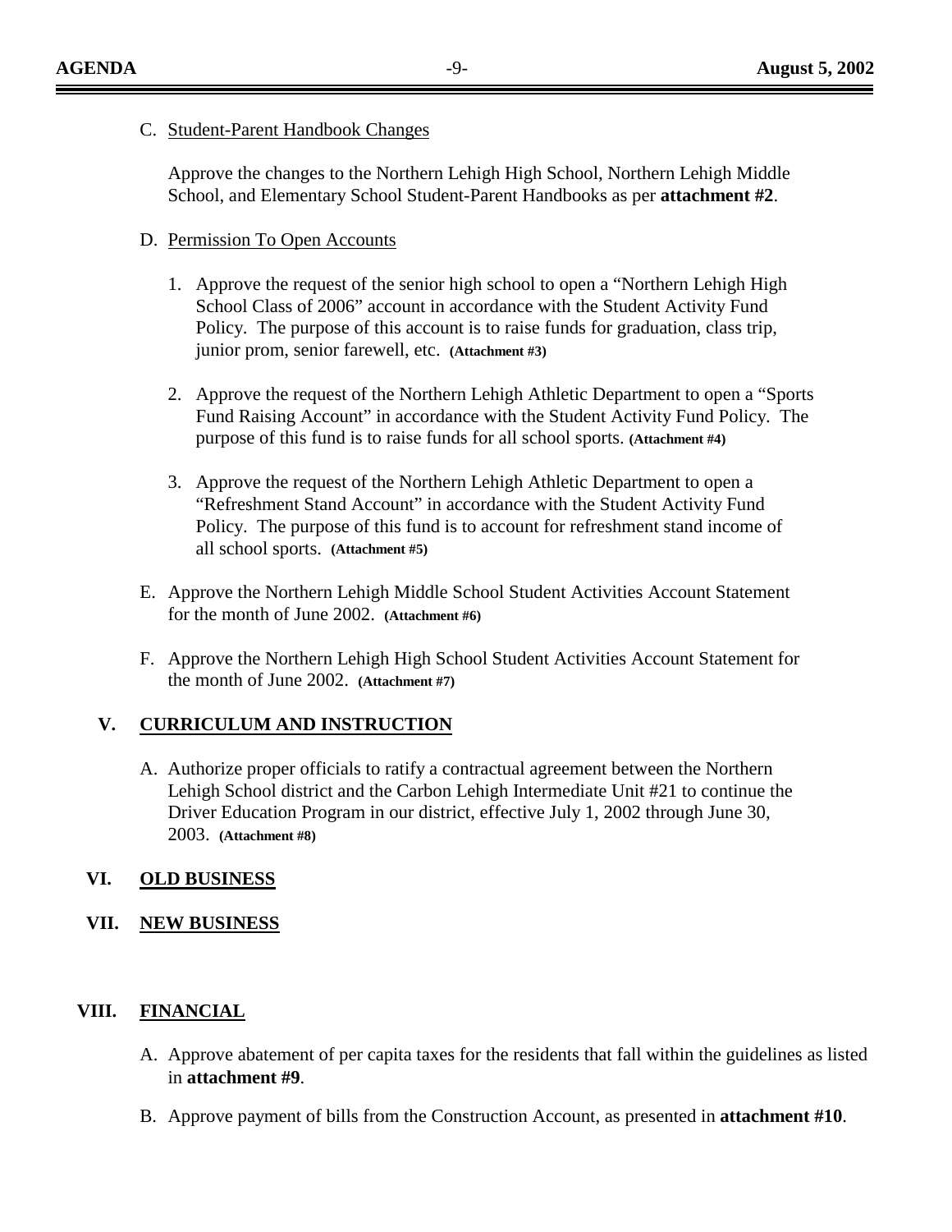C. Student-Parent Handbook Changes

Approve the changes to the Northern Lehigh High School, Northern Lehigh Middle School, and Elementary School Student-Parent Handbooks as per **attachment #2**.

D. Permission To Open Accounts

1. Approve the request of the senior high school to open a "Northern Lehigh High School Class of 2006" account in accordance with the Student Activity Fund Policy. The purpose of this account is to raise funds for graduation, class trip, junior prom, senior farewell, etc. **(Attachment #3)**

2. Approve the request of the Northern Lehigh Athletic Department to open a "Sports Fund Raising Account" in accordance with the Student Activity Fund Policy. The purpose of this fund is to raise funds for all school sports. **(Attachment #4)**

3. Approve the request of the Northern Lehigh Athletic Department to open a "Refreshment Stand Account" in accordance with the Student Activity Fund Policy. The purpose of this fund is to account for refreshment stand income of all school sports. **(Attachment #5)**

E. Approve the Northern Lehigh Middle School Student Activities Account Statement for the month of June 2002. **(Attachment #6)**

F. Approve the Northern Lehigh High School Student Activities Account Statement for the month of June 2002. **(Attachment #7)**

## V. CURRICULUM AND INSTRUCTION

A. Authorize proper officials to ratify a contractual agreement between the Northern Lehigh School district and the Carbon Lehigh Intermediate Unit #21 to continue the Driver Education Program in our district, effective July 1, 2002 through June 30, 2003. **(Attachment #8)**

## VI. OLD BUSINESS

## VII. NEW BUSINESS

## VIII. FINANCIAL

A. Approve abatement of per capita taxes for the residents that fall within the guidelines as listed in **attachment #9**.

B. Approve payment of bills from the Construction Account, as presented in **attachment #10**.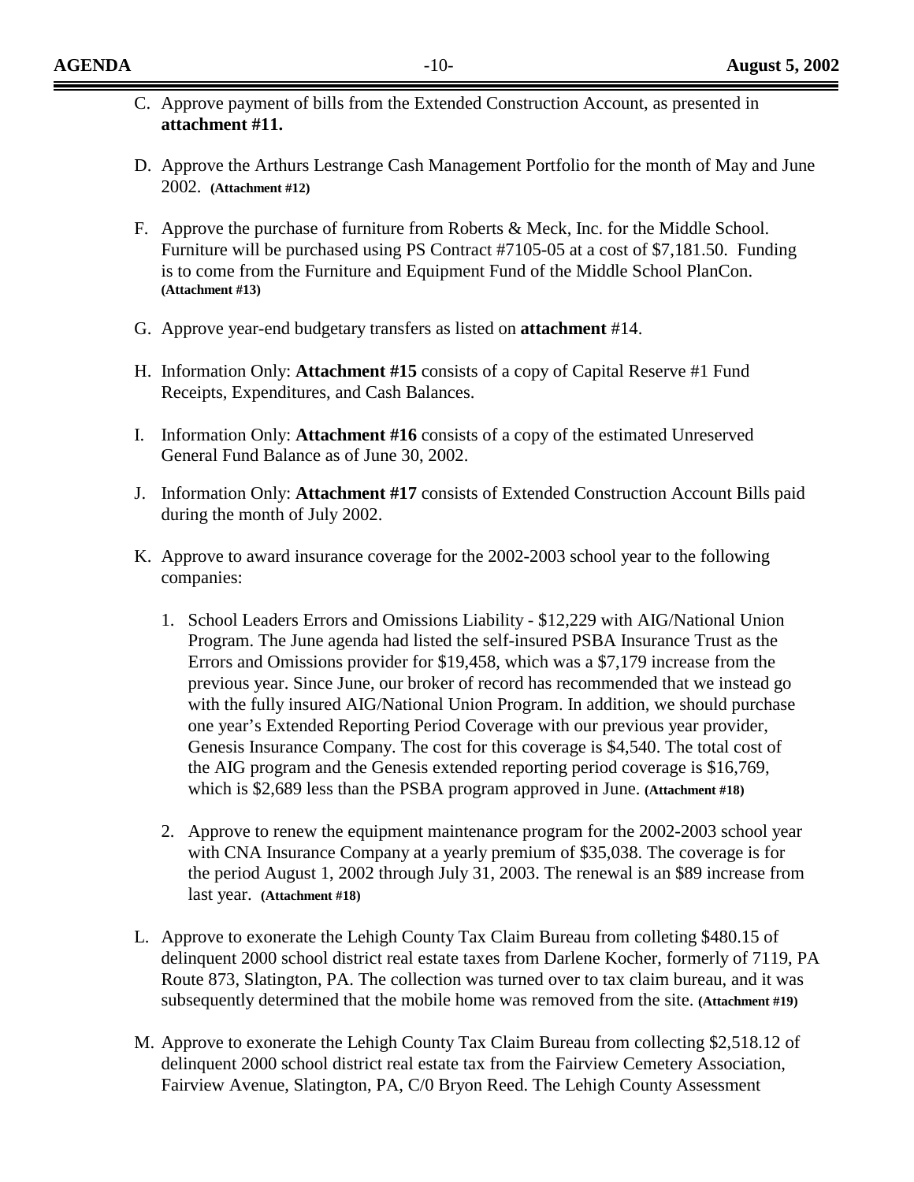C. Approve payment of bills from the Extended Construction Account, as presented in **attachment #11.**

D. Approve the Arthurs Lestrange Cash Management Portfolio for the month of May and June 2002. **(Attachment #12)**

F. Approve the purchase of furniture from Roberts & Meck, Inc. for the Middle School. Furniture will be purchased using PS Contract #7105-05 at a cost of $7,181.50. Funding is to come from the Furniture and Equipment Fund of the Middle School PlanCon. **(Attachment #13)**

G. Approve year-end budgetary transfers as listed on **attachment** #14.

H. Information Only: **Attachment #15** consists of a copy of Capital Reserve #1 Fund Receipts, Expenditures, and Cash Balances.

I. Information Only: **Attachment #16** consists of a copy of the estimated Unreserved General Fund Balance as of June 30, 2002.

J. Information Only: **Attachment #17** consists of Extended Construction Account Bills paid during the month of July 2002.

K. Approve to award insurance coverage for the 2002-2003 school year to the following companies:

   1. School Leaders Errors and Omissions Liability - $12,229 with AIG/National Union Program. The June agenda had listed the self-insured PSBA Insurance Trust as the Errors and Omissions provider for $19,458, which was a $7,179 increase from the previous year. Since June, our broker of record has recommended that we instead go with the fully insured AIG/National Union Program. In addition, we should purchase one year's Extended Reporting Period Coverage with our previous year provider, Genesis Insurance Company. The cost for this coverage is $4,540. The total cost of the AIG program and the Genesis extended reporting period coverage is $16,769, which is $2,689 less than the PSBA program approved in June. **(Attachment #18)**

   2. Approve to renew the equipment maintenance program for the 2002-2003 school year with CNA Insurance Company at a yearly premium of $35,038. The coverage is for the period August 1, 2002 through July 31, 2003. The renewal is an $89 increase from last year. **(Attachment #18)**

L. Approve to exonerate the Lehigh County Tax Claim Bureau from colleting $480.15 of delinquent 2000 school district real estate taxes from Darlene Kocher, formerly of 7119, PA Route 873, Slatington, PA. The collection was turned over to tax claim bureau, and it was subsequently determined that the mobile home was removed from the site. **(Attachment #19)**

M. Approve to exonerate the Lehigh County Tax Claim Bureau from collecting $2,518.12 of delinquent 2000 school district real estate tax from the Fairview Cemetery Association, Fairview Avenue, Slatington, PA, C/0 Bryon Reed. The Lehigh County Assessment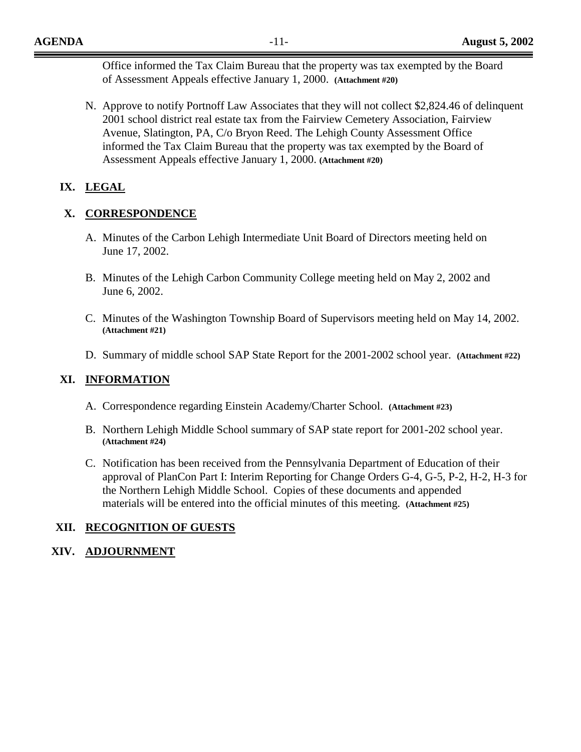Office informed the Tax Claim Bureau that the property was tax exempted by the Board of Assessment Appeals effective January 1, 2000. **(Attachment #20)**

N. Approve to notify Portnoff Law Associates that they will not collect $2,824.46 of delinquent 2001 school district real estate tax from the Fairview Cemetery Association, Fairview Avenue, Slatington, PA, C/o Bryon Reed. The Lehigh County Assessment Office informed the Tax Claim Bureau that the property was tax exempted by the Board of Assessment Appeals effective January 1, 2000. **(Attachment #20)**

## IX. LEGAL

## X. CORRESPONDENCE

A. Minutes of the Carbon Lehigh Intermediate Unit Board of Directors meeting held on June 17, 2002.

B. Minutes of the Lehigh Carbon Community College meeting held on May 2, 2002 and June 6, 2002.

C. Minutes of the Washington Township Board of Supervisors meeting held on May 14, 2002. **(Attachment #21)**

D. Summary of middle school SAP State Report for the 2001-2002 school year. **(Attachment #22)**

## XI. INFORMATION

A. Correspondence regarding Einstein Academy/Charter School. **(Attachment #23)**

B. Northern Lehigh Middle School summary of SAP state report for 2001-202 school year. **(Attachment #24)**

C. Notification has been received from the Pennsylvania Department of Education of their approval of PlanCon Part I: Interim Reporting for Change Orders G-4, G-5, P-2, H-2, H-3 for the Northern Lehigh Middle School. Copies of these documents and appended materials will be entered into the official minutes of this meeting. **(Attachment #25)**

## XII. RECOGNITION OF GUESTS

## XIV. ADJOURNMENT